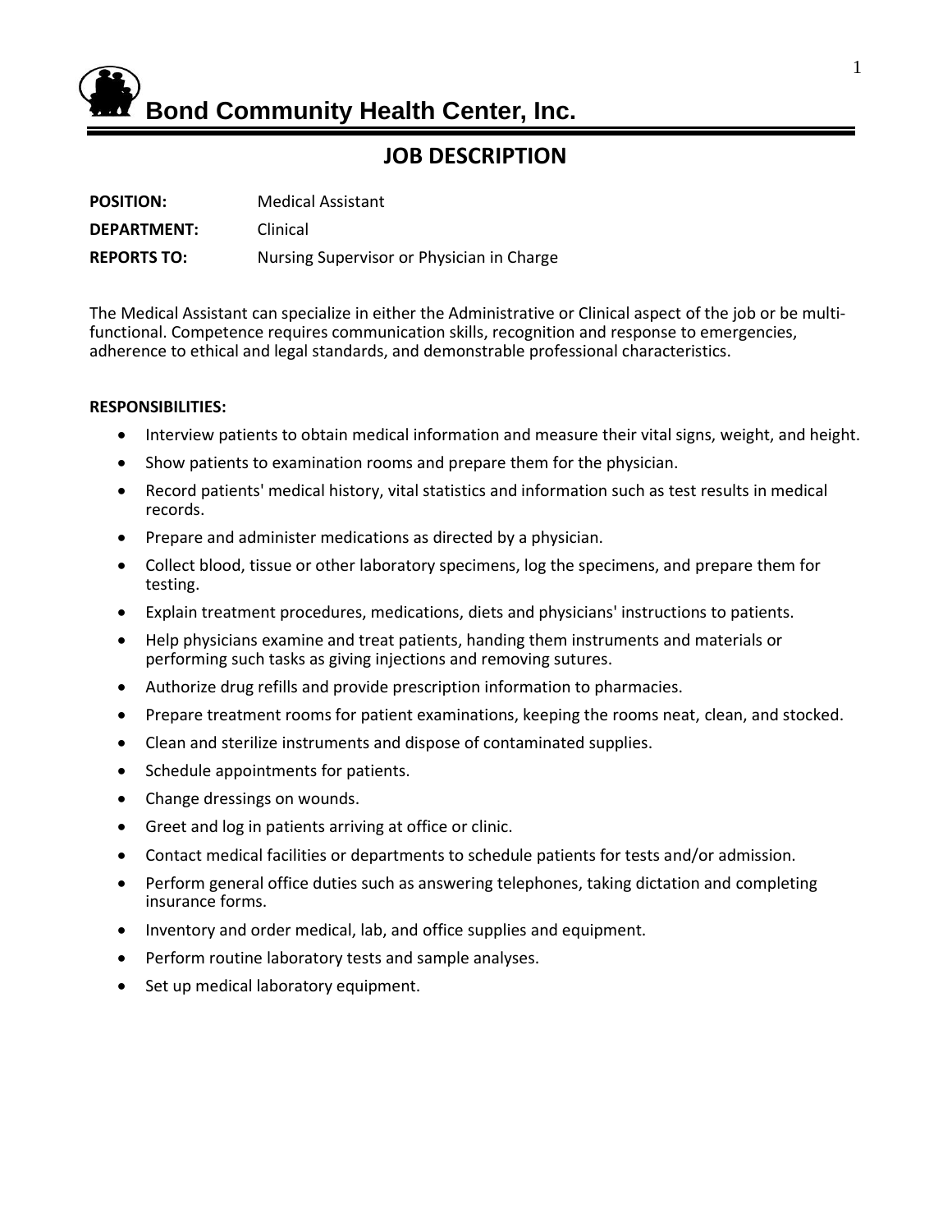# Bond Community Health Center, Inc.

## JOB DESCRIPTION

**POSITION:** Medical Assistant

**DEPARTMENT:** Clinical

**REPORTS TO:** Nursing Supervisor or Physician in Charge

The Medical Assistant can specialize in either the Administrative or Clinical aspect of the job or be multi-functional. Competence requires communication skills, recognition and response to emergencies, adherence to ethical and legal standards, and demonstrable professional characteristics.

**RESPONSIBILITIES:**

- Interview patients to obtain medical information and measure their vital signs, weight, and height.
- Show patients to examination rooms and prepare them for the physician.
- Record patients' medical history, vital statistics and information such as test results in medical records.
- Prepare and administer medications as directed by a physician.
- Collect blood, tissue or other laboratory specimens, log the specimens, and prepare them for testing.
- Explain treatment procedures, medications, diets and physicians' instructions to patients.
- Help physicians examine and treat patients, handing them instruments and materials or performing such tasks as giving injections and removing sutures.
- Authorize drug refills and provide prescription information to pharmacies.
- Prepare treatment rooms for patient examinations, keeping the rooms neat, clean, and stocked.
- Clean and sterilize instruments and dispose of contaminated supplies.
- Schedule appointments for patients.
- Change dressings on wounds.
- Greet and log in patients arriving at office or clinic.
- Contact medical facilities or departments to schedule patients for tests and/or admission.
- Perform general office duties such as answering telephones, taking dictation and completing insurance forms.
- Inventory and order medical, lab, and office supplies and equipment.
- Perform routine laboratory tests and sample analyses.
- Set up medical laboratory equipment.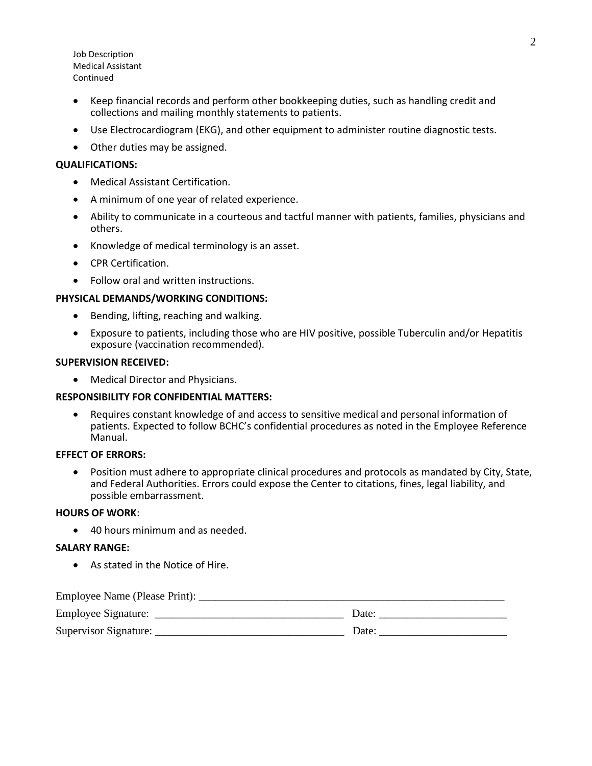Job Description
Medical Assistant
Continued

- Keep financial records and perform other bookkeeping duties, such as handling credit and collections and mailing monthly statements to patients.
- Use Electrocardiogram (EKG), and other equipment to administer routine diagnostic tests.
- Other duties may be assigned.

**QUALIFICATIONS:**

- Medical Assistant Certification.
- A minimum of one year of related experience.
- Ability to communicate in a courteous and tactful manner with patients, families, physicians and others.
- Knowledge of medical terminology is an asset.
- CPR Certification.
- Follow oral and written instructions.

**PHYSICAL DEMANDS/WORKING CONDITIONS:**

- Bending, lifting, reaching and walking.
- Exposure to patients, including those who are HIV positive, possible Tuberculin and/or Hepatitis exposure (vaccination recommended).

**SUPERVISION RECEIVED:**

- Medical Director and Physicians.

**RESPONSIBILITY FOR CONFIDENTIAL MATTERS:**

- Requires constant knowledge of and access to sensitive medical and personal information of patients. Expected to follow BCHC's confidential procedures as noted in the Employee Reference Manual.

**EFFECT OF ERRORS:**

- Position must adhere to appropriate clinical procedures and protocols as mandated by City, State, and Federal Authorities. Errors could expose the Center to citations, fines, legal liability, and possible embarrassment.

**HOURS OF WORK**:

- 40 hours minimum and as needed.

**SALARY RANGE:**

- As stated in the Notice of Hire.

Employee Name (Please Print): ___________________________________________________________

Employee Signature: __________________________________ Date: ______________________

Supervisor Signature: __________________________________ Date: ______________________